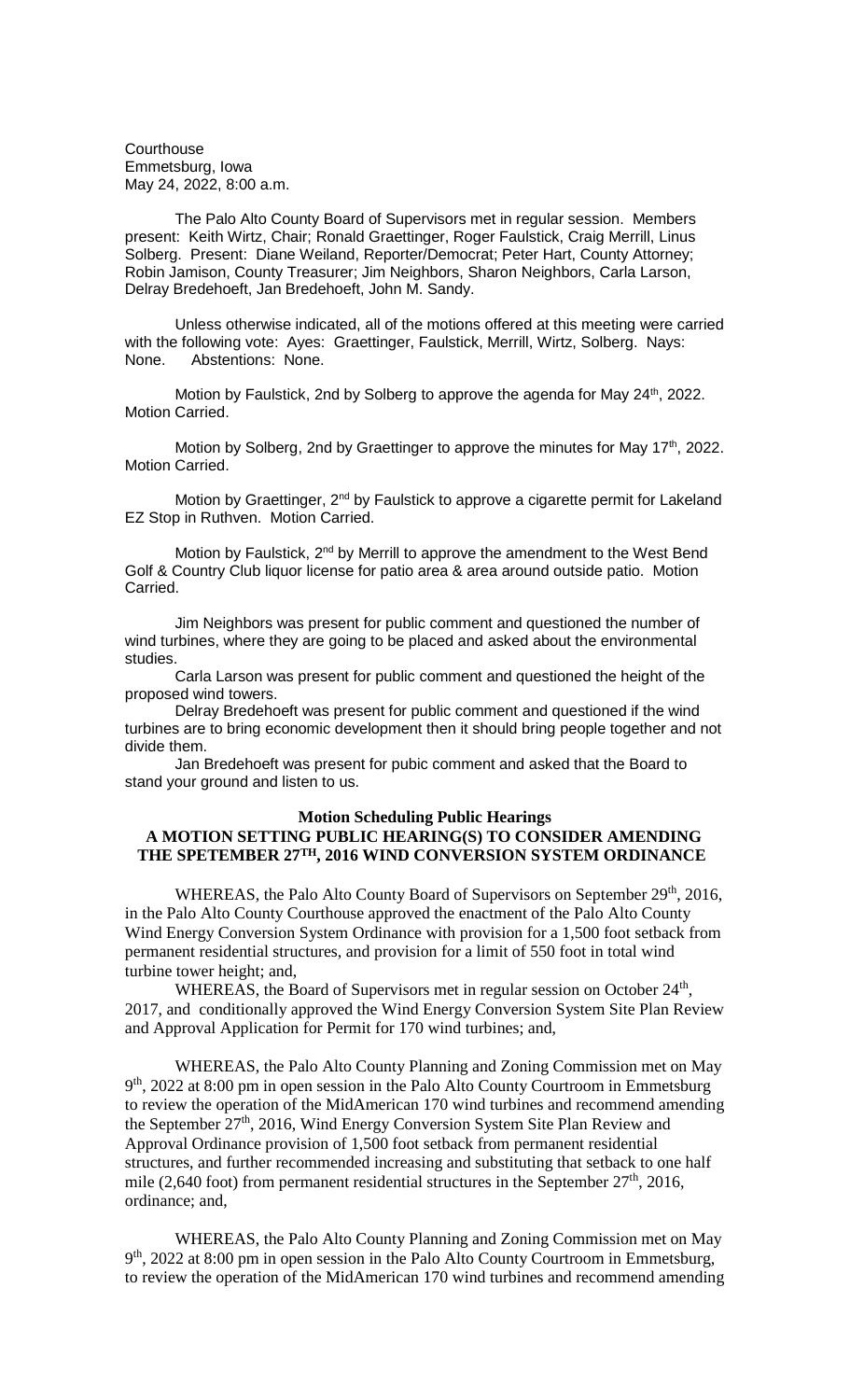Courthouse
Emmetsburg, Iowa
May 24, 2022, 8:00 a.m.

The Palo Alto County Board of Supervisors met in regular session. Members present: Keith Wirtz, Chair; Ronald Graettinger, Roger Faulstick, Craig Merrill, Linus Solberg. Present: Diane Weiland, Reporter/Democrat; Peter Hart, County Attorney; Robin Jamison, County Treasurer; Jim Neighbors, Sharon Neighbors, Carla Larson, Delray Bredehoeft, Jan Bredehoeft, John M. Sandy.

Unless otherwise indicated, all of the motions offered at this meeting were carried with the following vote: Ayes: Graettinger, Faulstick, Merrill, Wirtz, Solberg. Nays: None. Abstentions: None.

Motion by Faulstick, 2nd by Solberg to approve the agenda for May 24th, 2022. Motion Carried.

Motion by Solberg, 2nd by Graettinger to approve the minutes for May 17th, 2022. Motion Carried.

Motion by Graettinger, 2nd by Faulstick to approve a cigarette permit for Lakeland EZ Stop in Ruthven. Motion Carried.

Motion by Faulstick, 2nd by Merrill to approve the amendment to the West Bend Golf & Country Club liquor license for patio area & area around outside patio. Motion Carried.

Jim Neighbors was present for public comment and questioned the number of wind turbines, where they are going to be placed and asked about the environmental studies.

Carla Larson was present for public comment and questioned the height of the proposed wind towers.

Delray Bredehoeft was present for public comment and questioned if the wind turbines are to bring economic development then it should bring people together and not divide them.

Jan Bredehoeft was present for pubic comment and asked that the Board to stand your ground and listen to us.

**Motion Scheduling Public Hearings**
**A MOTION SETTING PUBLIC HEARING(S) TO CONSIDER AMENDING THE SPETEMBER 27TH, 2016 WIND CONVERSION SYSTEM ORDINANCE**

WHEREAS, the Palo Alto County Board of Supervisors on September 29th, 2016, in the Palo Alto County Courthouse approved the enactment of the Palo Alto County Wind Energy Conversion System Ordinance with provision for a 1,500 foot setback from permanent residential structures, and provision for a limit of 550 foot in total wind turbine tower height; and,

WHEREAS, the Board of Supervisors met in regular session on October 24th, 2017, and conditionally approved the Wind Energy Conversion System Site Plan Review and Approval Application for Permit for 170 wind turbines; and,

WHEREAS, the Palo Alto County Planning and Zoning Commission met on May 9th, 2022 at 8:00 pm in open session in the Palo Alto County Courtroom in Emmetsburg to review the operation of the MidAmerican 170 wind turbines and recommend amending the September 27th, 2016, Wind Energy Conversion System Site Plan Review and Approval Ordinance provision of 1,500 foot setback from permanent residential structures, and further recommended increasing and substituting that setback to one half mile (2,640 foot) from permanent residential structures in the September 27th, 2016, ordinance; and,

WHEREAS, the Palo Alto County Planning and Zoning Commission met on May 9th, 2022 at 8:00 pm in open session in the Palo Alto County Courtroom in Emmetsburg, to review the operation of the MidAmerican 170 wind turbines and recommend amending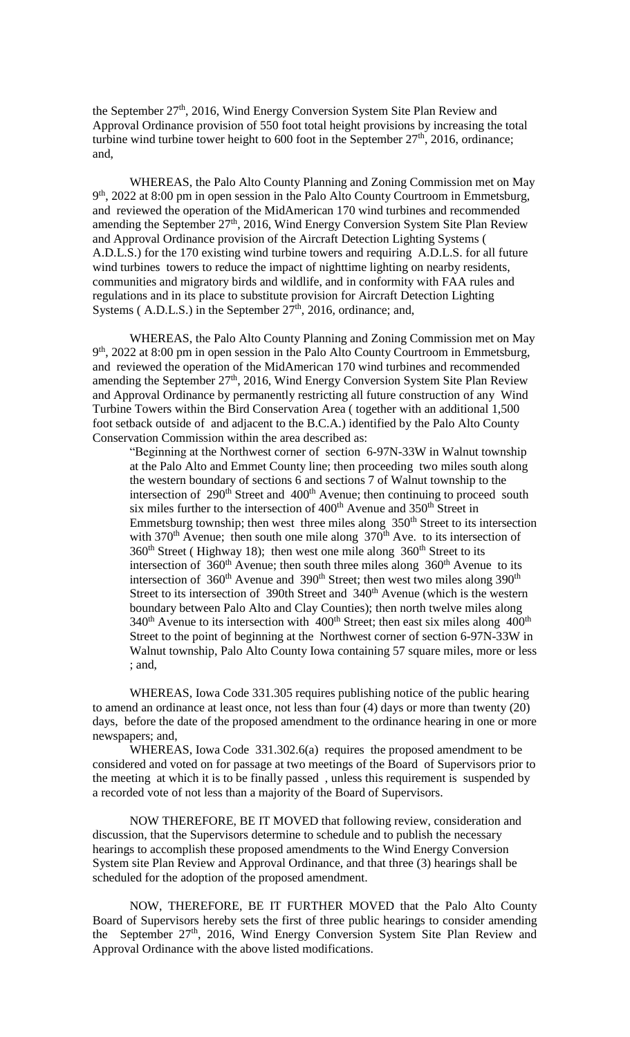the September 27th, 2016, Wind Energy Conversion System Site Plan Review and Approval Ordinance provision of 550 foot total height provisions by increasing the total turbine wind turbine tower height to 600 foot in the September 27th, 2016, ordinance; and,

WHEREAS, the Palo Alto County Planning and Zoning Commission met on May 9th, 2022 at 8:00 pm in open session in the Palo Alto County Courtroom in Emmetsburg, and reviewed the operation of the MidAmerican 170 wind turbines and recommended amending the September 27th, 2016, Wind Energy Conversion System Site Plan Review and Approval Ordinance provision of the Aircraft Detection Lighting Systems ( A.D.L.S.) for the 170 existing wind turbine towers and requiring A.D.L.S. for all future wind turbines towers to reduce the impact of nighttime lighting on nearby residents, communities and migratory birds and wildlife, and in conformity with FAA rules and regulations and in its place to substitute provision for Aircraft Detection Lighting Systems ( A.D.L.S.) in the September 27th, 2016, ordinance; and,

WHEREAS, the Palo Alto County Planning and Zoning Commission met on May 9th, 2022 at 8:00 pm in open session in the Palo Alto County Courtroom in Emmetsburg, and reviewed the operation of the MidAmerican 170 wind turbines and recommended amending the September 27th, 2016, Wind Energy Conversion System Site Plan Review and Approval Ordinance by permanently restricting all future construction of any Wind Turbine Towers within the Bird Conservation Area ( together with an additional 1,500 foot setback outside of and adjacent to the B.C.A.) identified by the Palo Alto County Conservation Commission within the area described as:

> "Beginning at the Northwest corner of section 6-97N-33W in Walnut township at the Palo Alto and Emmet County line; then proceeding two miles south along the western boundary of sections 6 and sections 7 of Walnut township to the intersection of 290th Street and 400th Avenue; then continuing to proceed south six miles further to the intersection of 400th Avenue and 350th Street in Emmetsburg township; then west three miles along 350th Street to its intersection with 370th Avenue; then south one mile along 370th Ave. to its intersection of 360th Street ( Highway 18); then west one mile along 360th Street to its intersection of 360th Avenue; then south three miles along 360th Avenue to its intersection of 360th Avenue and 390th Street; then west two miles along 390th Street to its intersection of 390th Street and 340th Avenue (which is the western boundary between Palo Alto and Clay Counties); then north twelve miles along 340th Avenue to its intersection with 400th Street; then east six miles along 400th Street to the point of beginning at the Northwest corner of section 6-97N-33W in Walnut township, Palo Alto County Iowa containing 57 square miles, more or less ; and,

WHEREAS, Iowa Code 331.305 requires publishing notice of the public hearing to amend an ordinance at least once, not less than four (4) days or more than twenty (20) days, before the date of the proposed amendment to the ordinance hearing in one or more newspapers; and,

WHEREAS, Iowa Code 331.302.6(a) requires the proposed amendment to be considered and voted on for passage at two meetings of the Board of Supervisors prior to the meeting at which it is to be finally passed , unless this requirement is suspended by a recorded vote of not less than a majority of the Board of Supervisors.

NOW THEREFORE, BE IT MOVED that following review, consideration and discussion, that the Supervisors determine to schedule and to publish the necessary hearings to accomplish these proposed amendments to the Wind Energy Conversion System site Plan Review and Approval Ordinance, and that three (3) hearings shall be scheduled for the adoption of the proposed amendment.

NOW, THEREFORE, BE IT FURTHER MOVED that the Palo Alto County Board of Supervisors hereby sets the first of three public hearings to consider amending the September 27th, 2016, Wind Energy Conversion System Site Plan Review and Approval Ordinance with the above listed modifications.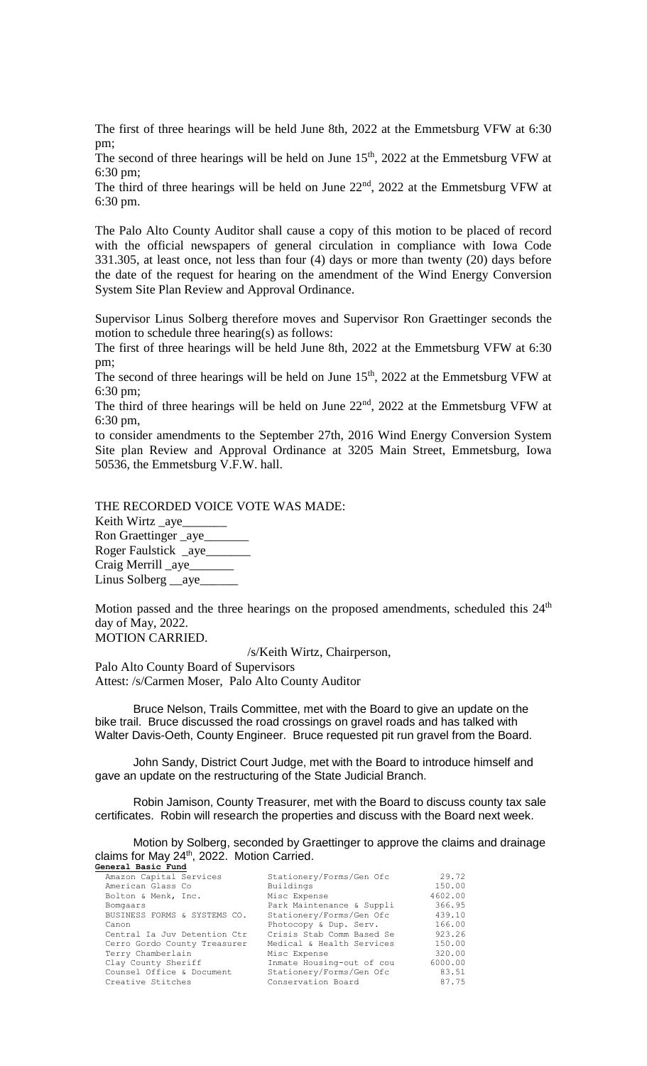The first of three hearings will be held June 8th, 2022 at the Emmetsburg VFW at 6:30 pm;

The second of three hearings will be held on June 15th, 2022 at the Emmetsburg VFW at 6:30 pm;

The third of three hearings will be held on June 22nd, 2022 at the Emmetsburg VFW at 6:30 pm.

The Palo Alto County Auditor shall cause a copy of this motion to be placed of record with the official newspapers of general circulation in compliance with Iowa Code 331.305, at least once, not less than four (4) days or more than twenty (20) days before the date of the request for hearing on the amendment of the Wind Energy Conversion System Site Plan Review and Approval Ordinance.

Supervisor Linus Solberg therefore moves and Supervisor Ron Graettinger seconds the motion to schedule three hearing(s) as follows:

The first of three hearings will be held June 8th, 2022 at the Emmetsburg VFW at 6:30 pm;

The second of three hearings will be held on June 15th, 2022 at the Emmetsburg VFW at 6:30 pm;

The third of three hearings will be held on June 22nd, 2022 at the Emmetsburg VFW at 6:30 pm,

to consider amendments to the September 27th, 2016 Wind Energy Conversion System Site plan Review and Approval Ordinance at 3205 Main Street, Emmetsburg, Iowa 50536, the Emmetsburg V.F.W. hall.

THE RECORDED VOICE VOTE WAS MADE:

Keith Wirtz _aye_______
Ron Graettinger _aye_______
Roger Faulstick _aye_______
Craig Merrill _aye_______
Linus Solberg __aye______

Motion passed and the three hearings on the proposed amendments, scheduled this 24th day of May, 2022.
MOTION CARRIED.

/s/Keith Wirtz, Chairperson,

Palo Alto County Board of Supervisors
Attest: /s/Carmen Moser, Palo Alto County Auditor

Bruce Nelson, Trails Committee, met with the Board to give an update on the bike trail. Bruce discussed the road crossings on gravel roads and has talked with Walter Davis-Oeth, County Engineer. Bruce requested pit run gravel from the Board.

John Sandy, District Court Judge, met with the Board to introduce himself and gave an update on the restructuring of the State Judicial Branch.

Robin Jamison, County Treasurer, met with the Board to discuss county tax sale certificates. Robin will research the properties and discuss with the Board next week.

Motion by Solberg, seconded by Graettinger to approve the claims and drainage claims for May 24th, 2022. Motion Carried.

**General Basic Fund**

| | | |
|---|---|---|
| Amazon Capital Services | Stationery/Forms/Gen Ofc | 29.72 |
| American Glass Co | Buildings | 150.00 |
| Bolton & Menk, Inc. | Misc Expense | 4602.00 |
| Bomgaars | Park Maintenance & Suppli | 366.95 |
| BUSINESS FORMS & SYSTEMS CO. | Stationery/Forms/Gen Ofc | 439.10 |
| Canon | Photocopy & Dup. Serv. | 166.00 |
| Central Ia Juv Detention Ctr | Crisis Stab Comm Based Se | 923.26 |
| Cerro Gordo County Treasurer | Medical & Health Services | 150.00 |
| Terry Chamberlain | Misc Expense | 320.00 |
| Clay County Sheriff | Inmate Housing-out of cou | 6000.00 |
| Counsel Office & Document | Stationery/Forms/Gen Ofc | 83.51 |
| Creative Stitches | Conservation Board | 87.75 |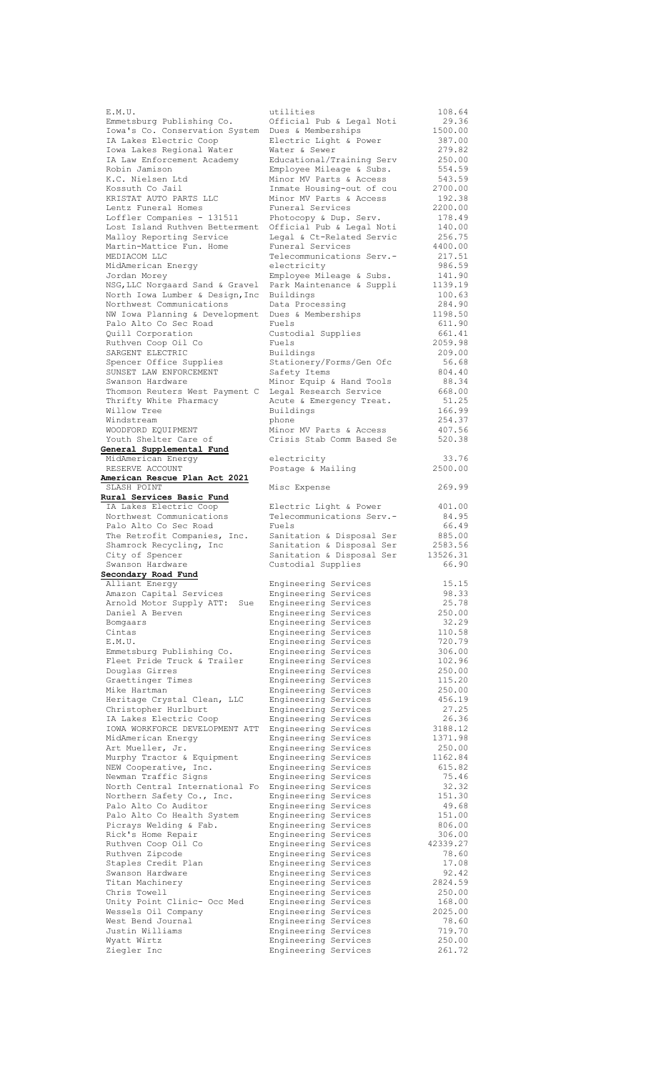| | | |
|---|---|---|
| E.M.U. | utilities | 108.64 |
| Emmetsburg Publishing Co. | Official Pub & Legal Noti | 29.36 |
| Iowa's Co. Conservation System | Dues & Memberships | 1500.00 |
| IA Lakes Electric Coop | Electric Light & Power | 387.00 |
| Iowa Lakes Regional Water | Water & Sewer | 279.82 |
| IA Law Enforcement Academy | Educational/Training Serv | 250.00 |
| Robin Jamison | Employee Mileage & Subs. | 554.59 |
| K.C. Nielsen Ltd | Minor MV Parts & Access | 543.59 |
| Kossuth Co Jail | Inmate Housing-out of cou | 2700.00 |
| KRISTAT AUTO PARTS LLC | Minor MV Parts & Access | 192.38 |
| Lentz Funeral Homes | Funeral Services | 2200.00 |
| Loffler Companies - 131511 | Photocopy & Dup. Serv. | 178.49 |
| Lost Island Ruthven Betterment | Official Pub & Legal Noti | 140.00 |
| Malloy Reporting Service | Legal & Ct-Related Servic | 256.75 |
| Martin-Mattice Fun. Home | Funeral Services | 4400.00 |
| MEDIACOM LLC | Telecommunications Serv.- | 217.51 |
| MidAmerican Energy | electricity | 986.59 |
| Jordan Morey | Employee Mileage & Subs. | 141.90 |
| NSG,LLC Norgaard Sand & Gravel | Park Maintenance & Suppli | 1139.19 |
| North Iowa Lumber & Design,Inc | Buildings | 100.63 |
| Northwest Communications | Data Processing | 284.90 |
| NW Iowa Planning & Development | Dues & Memberships | 1198.50 |
| Palo Alto Co Sec Road | Fuels | 611.90 |
| Quill Corporation | Custodial Supplies | 661.41 |
| Ruthven Coop Oil Co | Fuels | 2059.98 |
| SARGENT ELECTRIC | Buildings | 209.00 |
| Spencer Office Supplies | Stationery/Forms/Gen Ofc | 56.68 |
| SUNSET LAW ENFORCEMENT | Safety Items | 804.40 |
| Swanson Hardware | Minor Equip & Hand Tools | 88.34 |
| Thomson Reuters West Payment C | Legal Research Service | 668.00 |
| Thrifty White Pharmacy | Acute & Emergency Treat. | 51.25 |
| Willow Tree | Buildings | 166.99 |
| Windstream | phone | 254.37 |
| WOODFORD EQUIPMENT | Minor MV Parts & Access | 407.56 |
| Youth Shelter Care of | Crisis Stab Comm Based Se | 520.38 |
| **General Supplemental Fund** | | |
| MidAmerican Energy | electricity | 33.76 |
| RESERVE ACCOUNT | Postage & Mailing | 2500.00 |
| **American Rescue Plan Act 2021** | | |
| SLASH POINT | Misc Expense | 269.99 |
| **Rural Services Basic Fund** | | |
| IA Lakes Electric Coop | Electric Light & Power | 401.00 |
| Northwest Communications | Telecommunications Serv.- | 84.95 |
| Palo Alto Co Sec Road | Fuels | 66.49 |
| The Retrofit Companies, Inc. | Sanitation & Disposal Ser | 885.00 |
| Shamrock Recycling, Inc | Sanitation & Disposal Ser | 2583.56 |
| City of Spencer | Sanitation & Disposal Ser | 13526.31 |
| Swanson Hardware | Custodial Supplies | 66.90 |
| **Secondary Road Fund** | | |
| Alliant Energy | Engineering Services | 15.15 |
| Amazon Capital Services | Engineering Services | 98.33 |
| Arnold Motor Supply ATT: Sue | Engineering Services | 25.78 |
| Daniel A Berven | Engineering Services | 250.00 |
| Bomgaars | Engineering Services | 32.29 |
| Cintas | Engineering Services | 110.58 |
| E.M.U. | Engineering Services | 720.79 |
| Emmetsburg Publishing Co. | Engineering Services | 306.00 |
| Fleet Pride Truck & Trailer | Engineering Services | 102.96 |
| Douglas Girres | Engineering Services | 250.00 |
| Graettinger Times | Engineering Services | 115.20 |
| Mike Hartman | Engineering Services | 250.00 |
| Heritage Crystal Clean, LLC | Engineering Services | 456.19 |
| Christopher Hurlburt | Engineering Services | 27.25 |
| IA Lakes Electric Coop | Engineering Services | 26.36 |
| IOWA WORKFORCE DEVELOPMENT ATT | Engineering Services | 3188.12 |
| MidAmerican Energy | Engineering Services | 1371.98 |
| Art Mueller, Jr. | Engineering Services | 250.00 |
| Murphy Tractor & Equipment | Engineering Services | 1162.84 |
| NEW Cooperative, Inc. | Engineering Services | 615.82 |
| Newman Traffic Signs | Engineering Services | 75.46 |
| North Central International Fo | Engineering Services | 32.32 |
| Northern Safety Co., Inc. | Engineering Services | 151.30 |
| Palo Alto Co Auditor | Engineering Services | 49.68 |
| Palo Alto Co Health System | Engineering Services | 151.00 |
| Picrays Welding & Fab. | Engineering Services | 806.00 |
| Rick's Home Repair | Engineering Services | 306.00 |
| Ruthven Coop Oil Co | Engineering Services | 42339.27 |
| Ruthven Zipcode | Engineering Services | 78.60 |
| Staples Credit Plan | Engineering Services | 17.08 |
| Swanson Hardware | Engineering Services | 92.42 |
| Titan Machinery | Engineering Services | 2824.59 |
| Chris Towell | Engineering Services | 250.00 |
| Unity Point Clinic- Occ Med | Engineering Services | 168.00 |
| Wessels Oil Company | Engineering Services | 2025.00 |
| West Bend Journal | Engineering Services | 78.60 |
| Justin Williams | Engineering Services | 719.70 |
| Wyatt Wirtz | Engineering Services | 250.00 |
| Ziegler Inc | Engineering Services | 261.72 |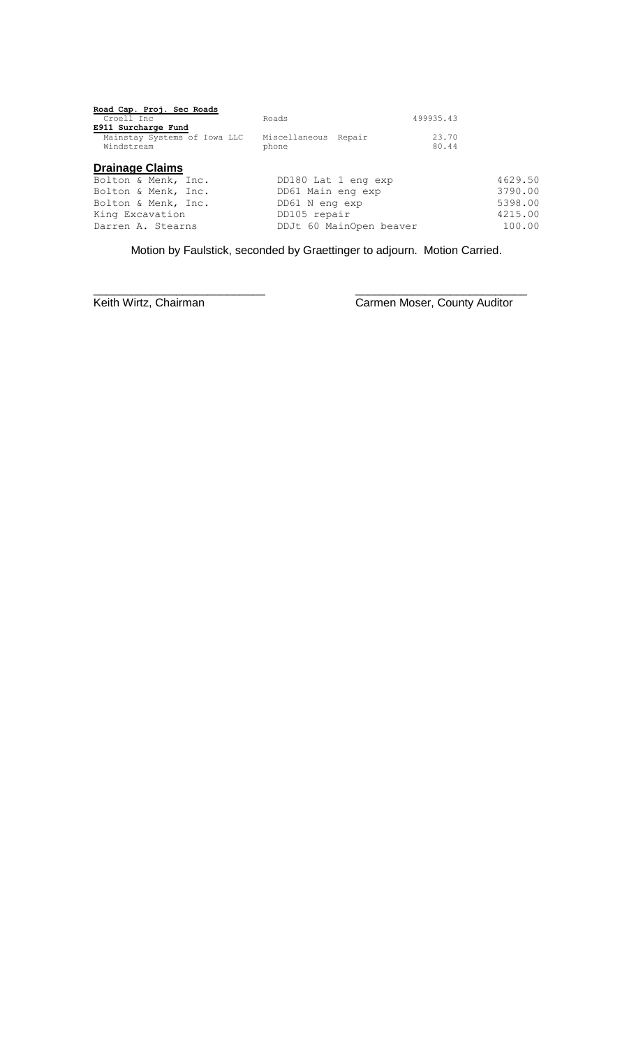| | | |
|---|---|---|
| **Road Cap. Proj. Sec Roads** | | |
| Croell Inc | Roads | 499935.43 |
| **E911 Surcharge Fund** | | |
| Mainstay Systems of Iowa LLC | Miscellaneous Repair | 23.70 |
| Windstream | phone | 80.44 |

**Drainage Claims**

| | | |
|---|---|---|
| Bolton & Menk, Inc. | DD180 Lat 1 eng exp | 4629.50 |
| Bolton & Menk, Inc. | DD61 Main eng exp | 3790.00 |
| Bolton & Menk, Inc. | DD61 N eng exp | 5398.00 |
| King Excavation | DD105 repair | 4215.00 |
| Darren A. Stearns | DDJt 60 MainOpen beaver | 100.00 |

Motion by Faulstick, seconded by Graettinger to adjourn. Motion Carried.

\_\_\_\_\_\_\_\_\_\_\_\_\_\_\_\_\_\_\_\_\_\_\_\_\_\_\_ \_\_\_\_\_\_\_\_\_\_\_\_\_\_\_\_\_\_\_\_\_\_\_\_\_\_\_

Keith Wirtz, Chairman Carmen Moser, County Auditor